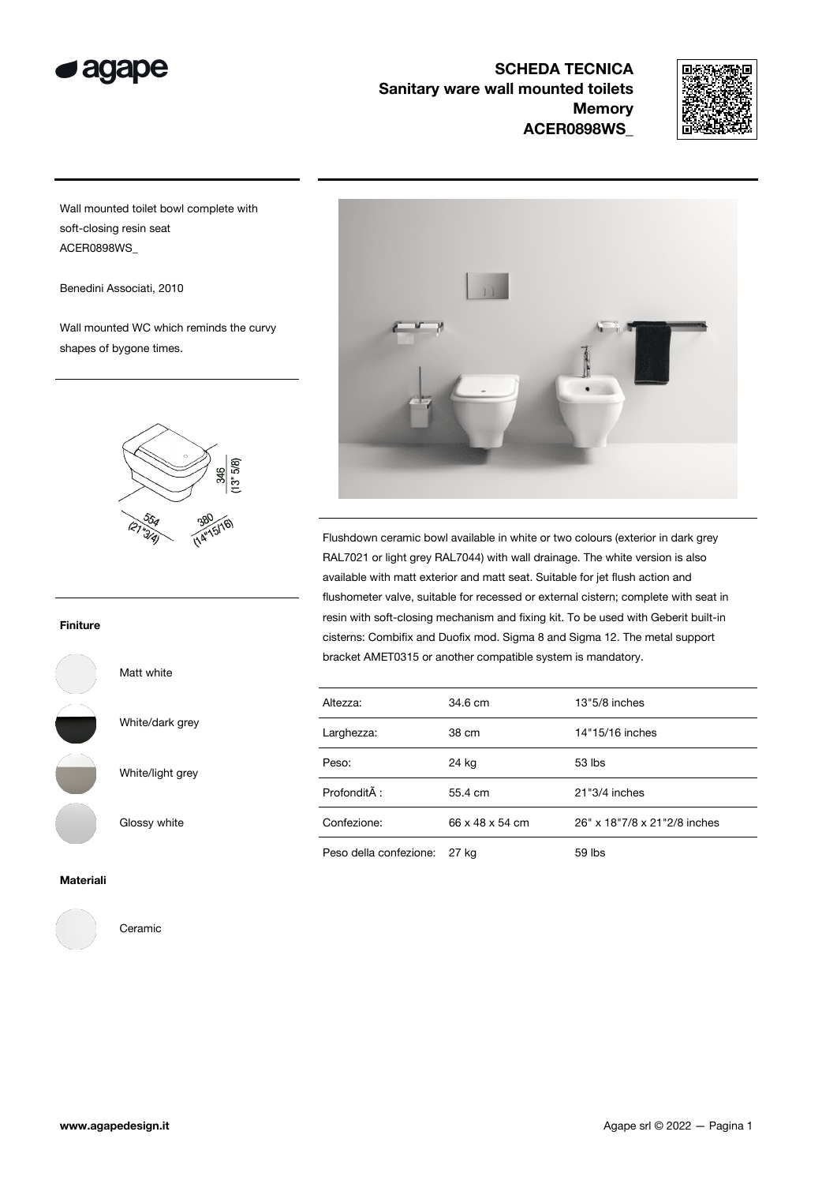# SCHEDA TECNICA
## Sanitary ware wall mounted toilets
## Memory
## ACER0898WS_

Wall mounted toilet bowl complete with soft-closing resin seat
ACER0898WS_

Benedini Associati, 2010

Wall mounted WC which reminds the curvy shapes of bygone times.

346 (13" 5/8)
554 (21"3/4)
380 (14"15/16)

Flushdown ceramic bowl available in white or two colours (exterior in dark grey RAL7021 or light grey RAL7044) with wall drainage. The white version is also available with matt exterior and matt seat. Suitable for jet flush action and flushometer valve, suitable for recessed or external cistern; complete with seat in resin with soft-closing mechanism and fixing kit. To be used with Geberit built-in cisterns: Combifix and Duofix mod. Sigma 8 and Sigma 12. The metal support bracket AMET0315 or another compatible system is mandatory.

| | | |
|---|---|---|
| Altezza: | 34.6 cm | 13"5/8 inches |
| Larghezza: | 38 cm | 14"15/16 inches |
| Peso: | 24 kg | 53 lbs |
| ProfonditÃ : | 55.4 cm | 21"3/4 inches |
| Confezione: | 66 x 48 x 54 cm | 26" x 18"7/8 x 21"2/8 inches |
| Peso della confezione: | 27 kg | 59 lbs |

### Finiture

- Matt white
- White/dark grey
- White/light grey
- Glossy white

### Materiali

- Ceramic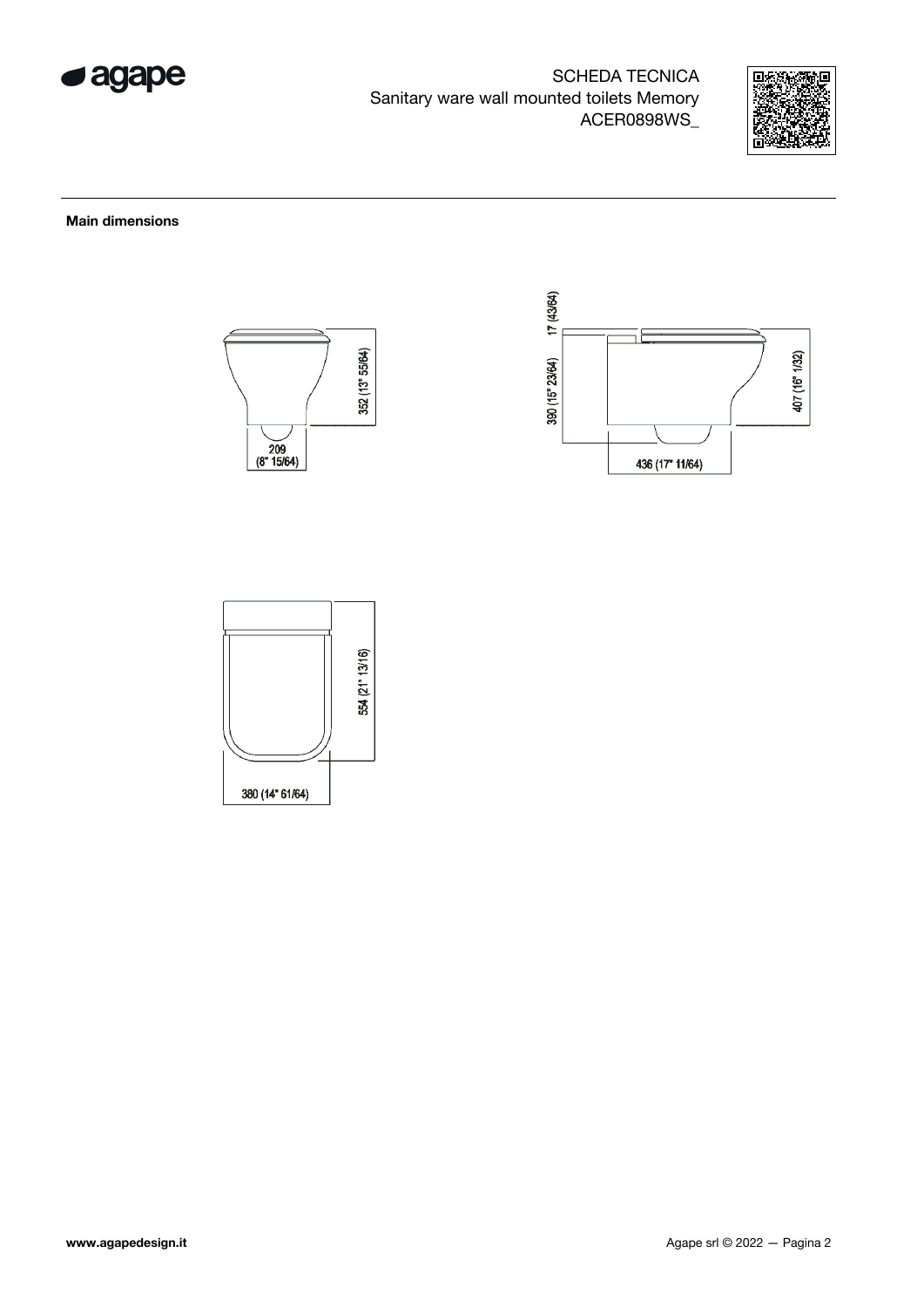SCHEDA TECNICA
Sanitary ware wall mounted toilets Memory
ACER0898WS_

**Main dimensions**

352 (13" 55/64)

209
(8" 15/64)

17 (43/64)

390 (15" 23/64)

407 (16" 1/32)

436 (17" 11/64)

554 (21" 13/16)

380 (14" 61/64)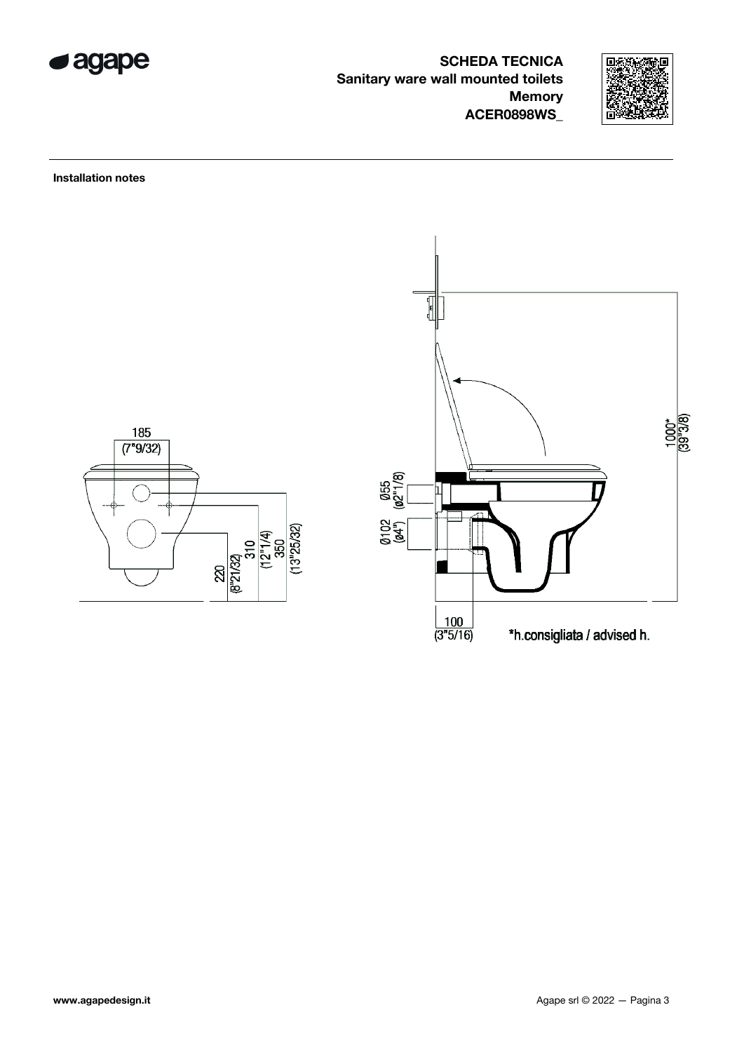**SCHEDA TECNICA**
**Sanitary ware wall mounted toilets**
**Memory**
**ACER0898WS_**

**Installation notes**

185
(7"9/32)

220
(8"21/32)

310
(12"1/4)

350
(13"25/32)

Ø55
(ø2"1/8)

Ø102
(ø4")

100
(3"5/16)

1000*
(39"3/8)

*h.consigliata / advised h.